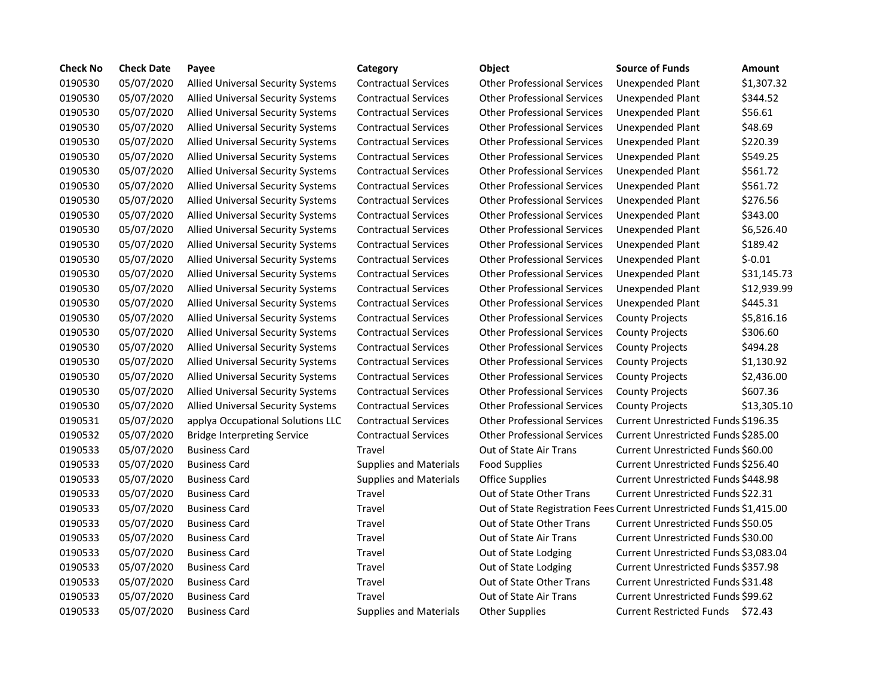| Check No | Check Date | Payee | Category | Object | Source of Funds | Amount |
|---|---|---|---|---|---|---|
| 0190530 | 05/07/2020 | Allied Universal Security Systems | Contractual Services | Other Professional Services | Unexpended Plant | $1,307.32 |
| 0190530 | 05/07/2020 | Allied Universal Security Systems | Contractual Services | Other Professional Services | Unexpended Plant | $344.52 |
| 0190530 | 05/07/2020 | Allied Universal Security Systems | Contractual Services | Other Professional Services | Unexpended Plant | $56.61 |
| 0190530 | 05/07/2020 | Allied Universal Security Systems | Contractual Services | Other Professional Services | Unexpended Plant | $48.69 |
| 0190530 | 05/07/2020 | Allied Universal Security Systems | Contractual Services | Other Professional Services | Unexpended Plant | $220.39 |
| 0190530 | 05/07/2020 | Allied Universal Security Systems | Contractual Services | Other Professional Services | Unexpended Plant | $549.25 |
| 0190530 | 05/07/2020 | Allied Universal Security Systems | Contractual Services | Other Professional Services | Unexpended Plant | $561.72 |
| 0190530 | 05/07/2020 | Allied Universal Security Systems | Contractual Services | Other Professional Services | Unexpended Plant | $561.72 |
| 0190530 | 05/07/2020 | Allied Universal Security Systems | Contractual Services | Other Professional Services | Unexpended Plant | $276.56 |
| 0190530 | 05/07/2020 | Allied Universal Security Systems | Contractual Services | Other Professional Services | Unexpended Plant | $343.00 |
| 0190530 | 05/07/2020 | Allied Universal Security Systems | Contractual Services | Other Professional Services | Unexpended Plant | $6,526.40 |
| 0190530 | 05/07/2020 | Allied Universal Security Systems | Contractual Services | Other Professional Services | Unexpended Plant | $189.42 |
| 0190530 | 05/07/2020 | Allied Universal Security Systems | Contractual Services | Other Professional Services | Unexpended Plant | $-0.01 |
| 0190530 | 05/07/2020 | Allied Universal Security Systems | Contractual Services | Other Professional Services | Unexpended Plant | $31,145.73 |
| 0190530 | 05/07/2020 | Allied Universal Security Systems | Contractual Services | Other Professional Services | Unexpended Plant | $12,939.99 |
| 0190530 | 05/07/2020 | Allied Universal Security Systems | Contractual Services | Other Professional Services | Unexpended Plant | $445.31 |
| 0190530 | 05/07/2020 | Allied Universal Security Systems | Contractual Services | Other Professional Services | County Projects | $5,816.16 |
| 0190530 | 05/07/2020 | Allied Universal Security Systems | Contractual Services | Other Professional Services | County Projects | $306.60 |
| 0190530 | 05/07/2020 | Allied Universal Security Systems | Contractual Services | Other Professional Services | County Projects | $494.28 |
| 0190530 | 05/07/2020 | Allied Universal Security Systems | Contractual Services | Other Professional Services | County Projects | $1,130.92 |
| 0190530 | 05/07/2020 | Allied Universal Security Systems | Contractual Services | Other Professional Services | County Projects | $2,436.00 |
| 0190530 | 05/07/2020 | Allied Universal Security Systems | Contractual Services | Other Professional Services | County Projects | $607.36 |
| 0190530 | 05/07/2020 | Allied Universal Security Systems | Contractual Services | Other Professional Services | County Projects | $13,305.10 |
| 0190531 | 05/07/2020 | applya Occupational Solutions LLC | Contractual Services | Other Professional Services | Current Unrestricted Funds | $196.35 |
| 0190532 | 05/07/2020 | Bridge Interpreting Service | Contractual Services | Other Professional Services | Current Unrestricted Funds | $285.00 |
| 0190533 | 05/07/2020 | Business Card | Travel | Out of State Air Trans | Current Unrestricted Funds | $60.00 |
| 0190533 | 05/07/2020 | Business Card | Supplies and Materials | Food Supplies | Current Unrestricted Funds | $256.40 |
| 0190533 | 05/07/2020 | Business Card | Supplies and Materials | Office Supplies | Current Unrestricted Funds | $448.98 |
| 0190533 | 05/07/2020 | Business Card | Travel | Out of State Other Trans | Current Unrestricted Funds | $22.31 |
| 0190533 | 05/07/2020 | Business Card | Travel | Out of State Registration Fees | Current Unrestricted Funds | $1,415.00 |
| 0190533 | 05/07/2020 | Business Card | Travel | Out of State Other Trans | Current Unrestricted Funds | $50.05 |
| 0190533 | 05/07/2020 | Business Card | Travel | Out of State Air Trans | Current Unrestricted Funds | $30.00 |
| 0190533 | 05/07/2020 | Business Card | Travel | Out of State Lodging | Current Unrestricted Funds | $3,083.04 |
| 0190533 | 05/07/2020 | Business Card | Travel | Out of State Lodging | Current Unrestricted Funds | $357.98 |
| 0190533 | 05/07/2020 | Business Card | Travel | Out of State Other Trans | Current Unrestricted Funds | $31.48 |
| 0190533 | 05/07/2020 | Business Card | Travel | Out of State Air Trans | Current Unrestricted Funds | $99.62 |
| 0190533 | 05/07/2020 | Business Card | Supplies and Materials | Other Supplies | Current Restricted Funds | $72.43 |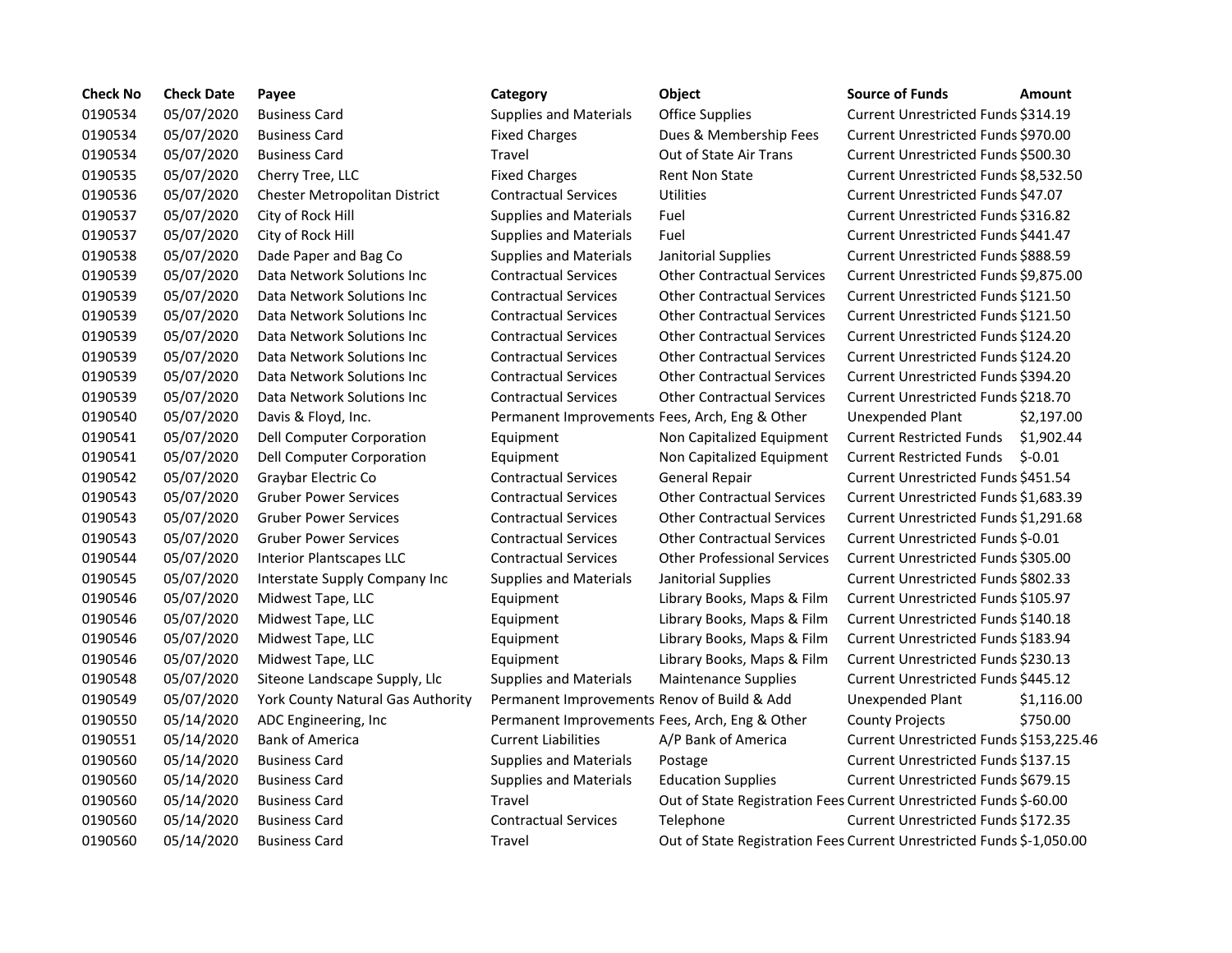| Check No | Check Date | Payee | Category | Object | Source of Funds | Amount |
|---|---|---|---|---|---|---|
| 0190534 | 05/07/2020 | Business Card | Supplies and Materials | Office Supplies | Current Unrestricted Funds | $314.19 |
| 0190534 | 05/07/2020 | Business Card | Fixed Charges | Dues & Membership Fees | Current Unrestricted Funds | $970.00 |
| 0190534 | 05/07/2020 | Business Card | Travel | Out of State Air Trans | Current Unrestricted Funds | $500.30 |
| 0190535 | 05/07/2020 | Cherry Tree, LLC | Fixed Charges | Rent Non State | Current Unrestricted Funds | $8,532.50 |
| 0190536 | 05/07/2020 | Chester Metropolitan District | Contractual Services | Utilities | Current Unrestricted Funds | $47.07 |
| 0190537 | 05/07/2020 | City of Rock Hill | Supplies and Materials | Fuel | Current Unrestricted Funds | $316.82 |
| 0190537 | 05/07/2020 | City of Rock Hill | Supplies and Materials | Fuel | Current Unrestricted Funds | $441.47 |
| 0190538 | 05/07/2020 | Dade Paper and Bag Co | Supplies and Materials | Janitorial Supplies | Current Unrestricted Funds | $888.59 |
| 0190539 | 05/07/2020 | Data Network Solutions Inc | Contractual Services | Other Contractual Services | Current Unrestricted Funds | $9,875.00 |
| 0190539 | 05/07/2020 | Data Network Solutions Inc | Contractual Services | Other Contractual Services | Current Unrestricted Funds | $121.50 |
| 0190539 | 05/07/2020 | Data Network Solutions Inc | Contractual Services | Other Contractual Services | Current Unrestricted Funds | $121.50 |
| 0190539 | 05/07/2020 | Data Network Solutions Inc | Contractual Services | Other Contractual Services | Current Unrestricted Funds | $124.20 |
| 0190539 | 05/07/2020 | Data Network Solutions Inc | Contractual Services | Other Contractual Services | Current Unrestricted Funds | $124.20 |
| 0190539 | 05/07/2020 | Data Network Solutions Inc | Contractual Services | Other Contractual Services | Current Unrestricted Funds | $394.20 |
| 0190539 | 05/07/2020 | Data Network Solutions Inc | Contractual Services | Other Contractual Services | Current Unrestricted Funds | $218.70 |
| 0190540 | 05/07/2020 | Davis & Floyd, Inc. | Permanent Improvements | Fees, Arch, Eng & Other | Unexpended Plant | $2,197.00 |
| 0190541 | 05/07/2020 | Dell Computer Corporation | Equipment | Non Capitalized Equipment | Current Restricted Funds | $1,902.44 |
| 0190541 | 05/07/2020 | Dell Computer Corporation | Equipment | Non Capitalized Equipment | Current Restricted Funds | $-0.01 |
| 0190542 | 05/07/2020 | Graybar Electric Co | Contractual Services | General Repair | Current Unrestricted Funds | $451.54 |
| 0190543 | 05/07/2020 | Gruber Power Services | Contractual Services | Other Contractual Services | Current Unrestricted Funds | $1,683.39 |
| 0190543 | 05/07/2020 | Gruber Power Services | Contractual Services | Other Contractual Services | Current Unrestricted Funds | $1,291.68 |
| 0190543 | 05/07/2020 | Gruber Power Services | Contractual Services | Other Contractual Services | Current Unrestricted Funds | $-0.01 |
| 0190544 | 05/07/2020 | Interior Plantscapes LLC | Contractual Services | Other Professional Services | Current Unrestricted Funds | $305.00 |
| 0190545 | 05/07/2020 | Interstate Supply Company Inc | Supplies and Materials | Janitorial Supplies | Current Unrestricted Funds | $802.33 |
| 0190546 | 05/07/2020 | Midwest Tape, LLC | Equipment | Library Books, Maps & Film | Current Unrestricted Funds | $105.97 |
| 0190546 | 05/07/2020 | Midwest Tape, LLC | Equipment | Library Books, Maps & Film | Current Unrestricted Funds | $140.18 |
| 0190546 | 05/07/2020 | Midwest Tape, LLC | Equipment | Library Books, Maps & Film | Current Unrestricted Funds | $183.94 |
| 0190546 | 05/07/2020 | Midwest Tape, LLC | Equipment | Library Books, Maps & Film | Current Unrestricted Funds | $230.13 |
| 0190548 | 05/07/2020 | Siteone Landscape Supply, Llc | Supplies and Materials | Maintenance Supplies | Current Unrestricted Funds | $445.12 |
| 0190549 | 05/07/2020 | York County Natural Gas Authority | Permanent Improvements | Renov of Build & Add | Unexpended Plant | $1,116.00 |
| 0190550 | 05/14/2020 | ADC Engineering, Inc | Permanent Improvements | Fees, Arch, Eng & Other | County Projects | $750.00 |
| 0190551 | 05/14/2020 | Bank of America | Current Liabilities | A/P Bank of America | Current Unrestricted Funds | $153,225.46 |
| 0190560 | 05/14/2020 | Business Card | Supplies and Materials | Postage | Current Unrestricted Funds | $137.15 |
| 0190560 | 05/14/2020 | Business Card | Supplies and Materials | Education Supplies | Current Unrestricted Funds | $679.15 |
| 0190560 | 05/14/2020 | Business Card | Travel | Out of State Registration Fees | Current Unrestricted Funds | $-60.00 |
| 0190560 | 05/14/2020 | Business Card | Contractual Services | Telephone | Current Unrestricted Funds | $172.35 |
| 0190560 | 05/14/2020 | Business Card | Travel | Out of State Registration Fees | Current Unrestricted Funds | $-1,050.00 |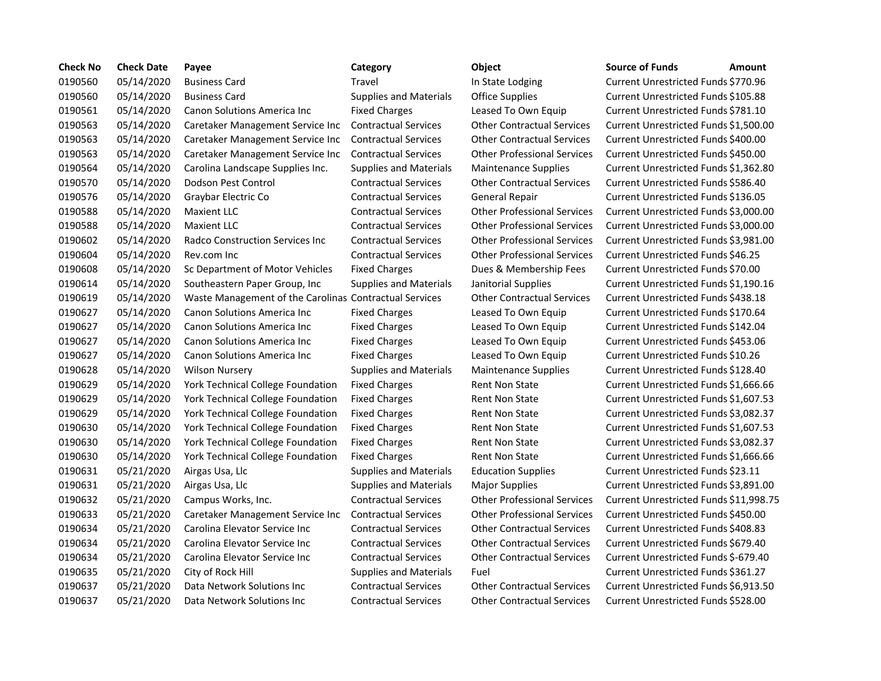| Check No | Check Date | Payee | Category | Object | Source of Funds | Amount |
|---|---|---|---|---|---|---|
| 0190560 | 05/14/2020 | Business Card | Travel | In State Lodging | Current Unrestricted Funds | $770.96 |
| 0190560 | 05/14/2020 | Business Card | Supplies and Materials | Office Supplies | Current Unrestricted Funds | $105.88 |
| 0190561 | 05/14/2020 | Canon Solutions America Inc | Fixed Charges | Leased To Own Equip | Current Unrestricted Funds | $781.10 |
| 0190563 | 05/14/2020 | Caretaker Management Service Inc | Contractual Services | Other Contractual Services | Current Unrestricted Funds | $1,500.00 |
| 0190563 | 05/14/2020 | Caretaker Management Service Inc | Contractual Services | Other Contractual Services | Current Unrestricted Funds | $400.00 |
| 0190563 | 05/14/2020 | Caretaker Management Service Inc | Contractual Services | Other Professional Services | Current Unrestricted Funds | $450.00 |
| 0190564 | 05/14/2020 | Carolina Landscape Supplies Inc. | Supplies and Materials | Maintenance Supplies | Current Unrestricted Funds | $1,362.80 |
| 0190570 | 05/14/2020 | Dodson Pest Control | Contractual Services | Other Contractual Services | Current Unrestricted Funds | $586.40 |
| 0190576 | 05/14/2020 | Graybar Electric Co | Contractual Services | General Repair | Current Unrestricted Funds | $136.05 |
| 0190588 | 05/14/2020 | Maxient LLC | Contractual Services | Other Professional Services | Current Unrestricted Funds | $3,000.00 |
| 0190588 | 05/14/2020 | Maxient LLC | Contractual Services | Other Professional Services | Current Unrestricted Funds | $3,000.00 |
| 0190602 | 05/14/2020 | Radco Construction Services Inc | Contractual Services | Other Professional Services | Current Unrestricted Funds | $3,981.00 |
| 0190604 | 05/14/2020 | Rev.com Inc | Contractual Services | Other Professional Services | Current Unrestricted Funds | $46.25 |
| 0190608 | 05/14/2020 | Sc Department of Motor Vehicles | Fixed Charges | Dues & Membership Fees | Current Unrestricted Funds | $70.00 |
| 0190614 | 05/14/2020 | Southeastern Paper Group, Inc | Supplies and Materials | Janitorial Supplies | Current Unrestricted Funds | $1,190.16 |
| 0190619 | 05/14/2020 | Waste Management of the Carolinas | Contractual Services | Other Contractual Services | Current Unrestricted Funds | $438.18 |
| 0190627 | 05/14/2020 | Canon Solutions America Inc | Fixed Charges | Leased To Own Equip | Current Unrestricted Funds | $170.64 |
| 0190627 | 05/14/2020 | Canon Solutions America Inc | Fixed Charges | Leased To Own Equip | Current Unrestricted Funds | $142.04 |
| 0190627 | 05/14/2020 | Canon Solutions America Inc | Fixed Charges | Leased To Own Equip | Current Unrestricted Funds | $453.06 |
| 0190627 | 05/14/2020 | Canon Solutions America Inc | Fixed Charges | Leased To Own Equip | Current Unrestricted Funds | $10.26 |
| 0190628 | 05/14/2020 | Wilson Nursery | Supplies and Materials | Maintenance Supplies | Current Unrestricted Funds | $128.40 |
| 0190629 | 05/14/2020 | York Technical College Foundation | Fixed Charges | Rent Non State | Current Unrestricted Funds | $1,666.66 |
| 0190629 | 05/14/2020 | York Technical College Foundation | Fixed Charges | Rent Non State | Current Unrestricted Funds | $1,607.53 |
| 0190629 | 05/14/2020 | York Technical College Foundation | Fixed Charges | Rent Non State | Current Unrestricted Funds | $3,082.37 |
| 0190630 | 05/14/2020 | York Technical College Foundation | Fixed Charges | Rent Non State | Current Unrestricted Funds | $1,607.53 |
| 0190630 | 05/14/2020 | York Technical College Foundation | Fixed Charges | Rent Non State | Current Unrestricted Funds | $3,082.37 |
| 0190630 | 05/14/2020 | York Technical College Foundation | Fixed Charges | Rent Non State | Current Unrestricted Funds | $1,666.66 |
| 0190631 | 05/21/2020 | Airgas Usa, Llc | Supplies and Materials | Education Supplies | Current Unrestricted Funds | $23.11 |
| 0190631 | 05/21/2020 | Airgas Usa, Llc | Supplies and Materials | Major Supplies | Current Unrestricted Funds | $3,891.00 |
| 0190632 | 05/21/2020 | Campus Works, Inc. | Contractual Services | Other Professional Services | Current Unrestricted Funds | $11,998.75 |
| 0190633 | 05/21/2020 | Caretaker Management Service Inc | Contractual Services | Other Professional Services | Current Unrestricted Funds | $450.00 |
| 0190634 | 05/21/2020 | Carolina Elevator Service Inc | Contractual Services | Other Contractual Services | Current Unrestricted Funds | $408.83 |
| 0190634 | 05/21/2020 | Carolina Elevator Service Inc | Contractual Services | Other Contractual Services | Current Unrestricted Funds | $679.40 |
| 0190634 | 05/21/2020 | Carolina Elevator Service Inc | Contractual Services | Other Contractual Services | Current Unrestricted Funds | $-679.40 |
| 0190635 | 05/21/2020 | City of Rock Hill | Supplies and Materials | Fuel | Current Unrestricted Funds | $361.27 |
| 0190637 | 05/21/2020 | Data Network Solutions Inc | Contractual Services | Other Contractual Services | Current Unrestricted Funds | $6,913.50 |
| 0190637 | 05/21/2020 | Data Network Solutions Inc | Contractual Services | Other Contractual Services | Current Unrestricted Funds | $528.00 |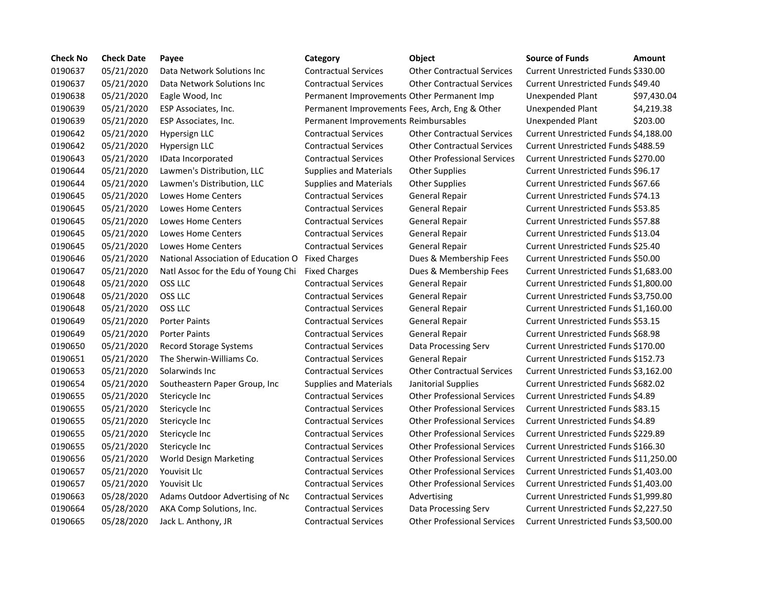| Check No | Check Date | Payee | Category | Object | Source of Funds | Amount |
|---|---|---|---|---|---|---|
| 0190637 | 05/21/2020 | Data Network Solutions Inc | Contractual Services | Other Contractual Services | Current Unrestricted Funds | $330.00 |
| 0190637 | 05/21/2020 | Data Network Solutions Inc | Contractual Services | Other Contractual Services | Current Unrestricted Funds | $49.40 |
| 0190638 | 05/21/2020 | Eagle Wood, Inc | Permanent Improvements | Other Permanent Imp | Unexpended Plant | $97,430.04 |
| 0190639 | 05/21/2020 | ESP Associates, Inc. | Permanent Improvements | Fees, Arch, Eng & Other | Unexpended Plant | $4,219.38 |
| 0190639 | 05/21/2020 | ESP Associates, Inc. | Permanent Improvements | Reimbursables | Unexpended Plant | $203.00 |
| 0190642 | 05/21/2020 | Hypersign LLC | Contractual Services | Other Contractual Services | Current Unrestricted Funds | $4,188.00 |
| 0190642 | 05/21/2020 | Hypersign LLC | Contractual Services | Other Contractual Services | Current Unrestricted Funds | $488.59 |
| 0190643 | 05/21/2020 | IData Incorporated | Contractual Services | Other Professional Services | Current Unrestricted Funds | $270.00 |
| 0190644 | 05/21/2020 | Lawmen's Distribution, LLC | Supplies and Materials | Other Supplies | Current Unrestricted Funds | $96.17 |
| 0190644 | 05/21/2020 | Lawmen's Distribution, LLC | Supplies and Materials | Other Supplies | Current Unrestricted Funds | $67.66 |
| 0190645 | 05/21/2020 | Lowes Home Centers | Contractual Services | General Repair | Current Unrestricted Funds | $74.13 |
| 0190645 | 05/21/2020 | Lowes Home Centers | Contractual Services | General Repair | Current Unrestricted Funds | $53.85 |
| 0190645 | 05/21/2020 | Lowes Home Centers | Contractual Services | General Repair | Current Unrestricted Funds | $57.88 |
| 0190645 | 05/21/2020 | Lowes Home Centers | Contractual Services | General Repair | Current Unrestricted Funds | $13.04 |
| 0190645 | 05/21/2020 | Lowes Home Centers | Contractual Services | General Repair | Current Unrestricted Funds | $25.40 |
| 0190646 | 05/21/2020 | National Association of Education O | Fixed Charges | Dues & Membership Fees | Current Unrestricted Funds | $50.00 |
| 0190647 | 05/21/2020 | Natl Assoc for the Edu of Young Chi | Fixed Charges | Dues & Membership Fees | Current Unrestricted Funds | $1,683.00 |
| 0190648 | 05/21/2020 | OSS LLC | Contractual Services | General Repair | Current Unrestricted Funds | $1,800.00 |
| 0190648 | 05/21/2020 | OSS LLC | Contractual Services | General Repair | Current Unrestricted Funds | $3,750.00 |
| 0190648 | 05/21/2020 | OSS LLC | Contractual Services | General Repair | Current Unrestricted Funds | $1,160.00 |
| 0190649 | 05/21/2020 | Porter Paints | Contractual Services | General Repair | Current Unrestricted Funds | $53.15 |
| 0190649 | 05/21/2020 | Porter Paints | Contractual Services | General Repair | Current Unrestricted Funds | $68.98 |
| 0190650 | 05/21/2020 | Record Storage Systems | Contractual Services | Data Processing Serv | Current Unrestricted Funds | $170.00 |
| 0190651 | 05/21/2020 | The Sherwin-Williams Co. | Contractual Services | General Repair | Current Unrestricted Funds | $152.73 |
| 0190653 | 05/21/2020 | Solarwinds Inc | Contractual Services | Other Contractual Services | Current Unrestricted Funds | $3,162.00 |
| 0190654 | 05/21/2020 | Southeastern Paper Group, Inc | Supplies and Materials | Janitorial Supplies | Current Unrestricted Funds | $682.02 |
| 0190655 | 05/21/2020 | Stericycle Inc | Contractual Services | Other Professional Services | Current Unrestricted Funds | $4.89 |
| 0190655 | 05/21/2020 | Stericycle Inc | Contractual Services | Other Professional Services | Current Unrestricted Funds | $83.15 |
| 0190655 | 05/21/2020 | Stericycle Inc | Contractual Services | Other Professional Services | Current Unrestricted Funds | $4.89 |
| 0190655 | 05/21/2020 | Stericycle Inc | Contractual Services | Other Professional Services | Current Unrestricted Funds | $229.89 |
| 0190655 | 05/21/2020 | Stericycle Inc | Contractual Services | Other Professional Services | Current Unrestricted Funds | $166.30 |
| 0190656 | 05/21/2020 | World Design Marketing | Contractual Services | Other Professional Services | Current Unrestricted Funds | $11,250.00 |
| 0190657 | 05/21/2020 | Youvisit Llc | Contractual Services | Other Professional Services | Current Unrestricted Funds | $1,403.00 |
| 0190657 | 05/21/2020 | Youvisit Llc | Contractual Services | Other Professional Services | Current Unrestricted Funds | $1,403.00 |
| 0190663 | 05/28/2020 | Adams Outdoor Advertising of Nc | Contractual Services | Advertising | Current Unrestricted Funds | $1,999.80 |
| 0190664 | 05/28/2020 | AKA Comp Solutions, Inc. | Contractual Services | Data Processing Serv | Current Unrestricted Funds | $2,227.50 |
| 0190665 | 05/28/2020 | Jack L. Anthony, JR | Contractual Services | Other Professional Services | Current Unrestricted Funds | $3,500.00 |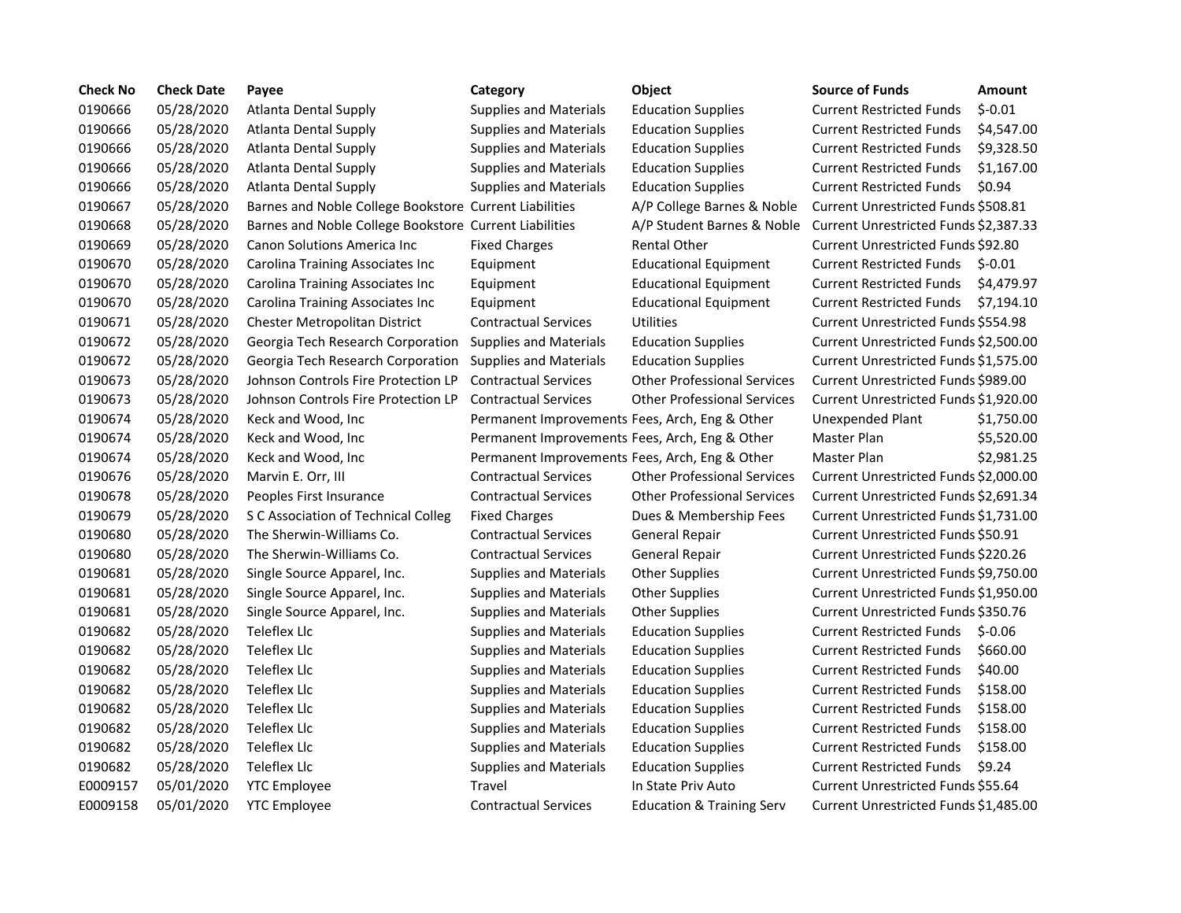| Check No | Check Date | Payee | Category | Object | Source of Funds | Amount |
|---|---|---|---|---|---|---|
| 0190666 | 05/28/2020 | Atlanta Dental Supply | Supplies and Materials | Education Supplies | Current Restricted Funds | $-0.01 |
| 0190666 | 05/28/2020 | Atlanta Dental Supply | Supplies and Materials | Education Supplies | Current Restricted Funds | $4,547.00 |
| 0190666 | 05/28/2020 | Atlanta Dental Supply | Supplies and Materials | Education Supplies | Current Restricted Funds | $9,328.50 |
| 0190666 | 05/28/2020 | Atlanta Dental Supply | Supplies and Materials | Education Supplies | Current Restricted Funds | $1,167.00 |
| 0190666 | 05/28/2020 | Atlanta Dental Supply | Supplies and Materials | Education Supplies | Current Restricted Funds | $0.94 |
| 0190667 | 05/28/2020 | Barnes and Noble College Bookstore | Current Liabilities | A/P College Barnes & Noble | Current Unrestricted Funds | $508.81 |
| 0190668 | 05/28/2020 | Barnes and Noble College Bookstore | Current Liabilities | A/P Student Barnes & Noble | Current Unrestricted Funds | $2,387.33 |
| 0190669 | 05/28/2020 | Canon Solutions America Inc | Fixed Charges | Rental Other | Current Unrestricted Funds | $92.80 |
| 0190670 | 05/28/2020 | Carolina Training Associates Inc | Equipment | Educational Equipment | Current Restricted Funds | $-0.01 |
| 0190670 | 05/28/2020 | Carolina Training Associates Inc | Equipment | Educational Equipment | Current Restricted Funds | $4,479.97 |
| 0190670 | 05/28/2020 | Carolina Training Associates Inc | Equipment | Educational Equipment | Current Restricted Funds | $7,194.10 |
| 0190671 | 05/28/2020 | Chester Metropolitan District | Contractual Services | Utilities | Current Unrestricted Funds | $554.98 |
| 0190672 | 05/28/2020 | Georgia Tech Research Corporation | Supplies and Materials | Education Supplies | Current Unrestricted Funds | $2,500.00 |
| 0190672 | 05/28/2020 | Georgia Tech Research Corporation | Supplies and Materials | Education Supplies | Current Unrestricted Funds | $1,575.00 |
| 0190673 | 05/28/2020 | Johnson Controls Fire Protection LP | Contractual Services | Other Professional Services | Current Unrestricted Funds | $989.00 |
| 0190673 | 05/28/2020 | Johnson Controls Fire Protection LP | Contractual Services | Other Professional Services | Current Unrestricted Funds | $1,920.00 |
| 0190674 | 05/28/2020 | Keck and Wood, Inc | Permanent Improvements | Fees, Arch, Eng & Other | Unexpended Plant | $1,750.00 |
| 0190674 | 05/28/2020 | Keck and Wood, Inc | Permanent Improvements | Fees, Arch, Eng & Other | Master Plan | $5,520.00 |
| 0190674 | 05/28/2020 | Keck and Wood, Inc | Permanent Improvements | Fees, Arch, Eng & Other | Master Plan | $2,981.25 |
| 0190676 | 05/28/2020 | Marvin E. Orr, III | Contractual Services | Other Professional Services | Current Unrestricted Funds | $2,000.00 |
| 0190678 | 05/28/2020 | Peoples First Insurance | Contractual Services | Other Professional Services | Current Unrestricted Funds | $2,691.34 |
| 0190679 | 05/28/2020 | S C Association of Technical Colleg | Fixed Charges | Dues & Membership Fees | Current Unrestricted Funds | $1,731.00 |
| 0190680 | 05/28/2020 | The Sherwin-Williams Co. | Contractual Services | General Repair | Current Unrestricted Funds | $50.91 |
| 0190680 | 05/28/2020 | The Sherwin-Williams Co. | Contractual Services | General Repair | Current Unrestricted Funds | $220.26 |
| 0190681 | 05/28/2020 | Single Source Apparel, Inc. | Supplies and Materials | Other Supplies | Current Unrestricted Funds | $9,750.00 |
| 0190681 | 05/28/2020 | Single Source Apparel, Inc. | Supplies and Materials | Other Supplies | Current Unrestricted Funds | $1,950.00 |
| 0190681 | 05/28/2020 | Single Source Apparel, Inc. | Supplies and Materials | Other Supplies | Current Unrestricted Funds | $350.76 |
| 0190682 | 05/28/2020 | Teleflex Llc | Supplies and Materials | Education Supplies | Current Restricted Funds | $-0.06 |
| 0190682 | 05/28/2020 | Teleflex Llc | Supplies and Materials | Education Supplies | Current Restricted Funds | $660.00 |
| 0190682 | 05/28/2020 | Teleflex Llc | Supplies and Materials | Education Supplies | Current Restricted Funds | $40.00 |
| 0190682 | 05/28/2020 | Teleflex Llc | Supplies and Materials | Education Supplies | Current Restricted Funds | $158.00 |
| 0190682 | 05/28/2020 | Teleflex Llc | Supplies and Materials | Education Supplies | Current Restricted Funds | $158.00 |
| 0190682 | 05/28/2020 | Teleflex Llc | Supplies and Materials | Education Supplies | Current Restricted Funds | $158.00 |
| 0190682 | 05/28/2020 | Teleflex Llc | Supplies and Materials | Education Supplies | Current Restricted Funds | $158.00 |
| 0190682 | 05/28/2020 | Teleflex Llc | Supplies and Materials | Education Supplies | Current Restricted Funds | $9.24 |
| E0009157 | 05/01/2020 | YTC Employee | Travel | In State Priv Auto | Current Unrestricted Funds | $55.64 |
| E0009158 | 05/01/2020 | YTC Employee | Contractual Services | Education & Training Serv | Current Unrestricted Funds | $1,485.00 |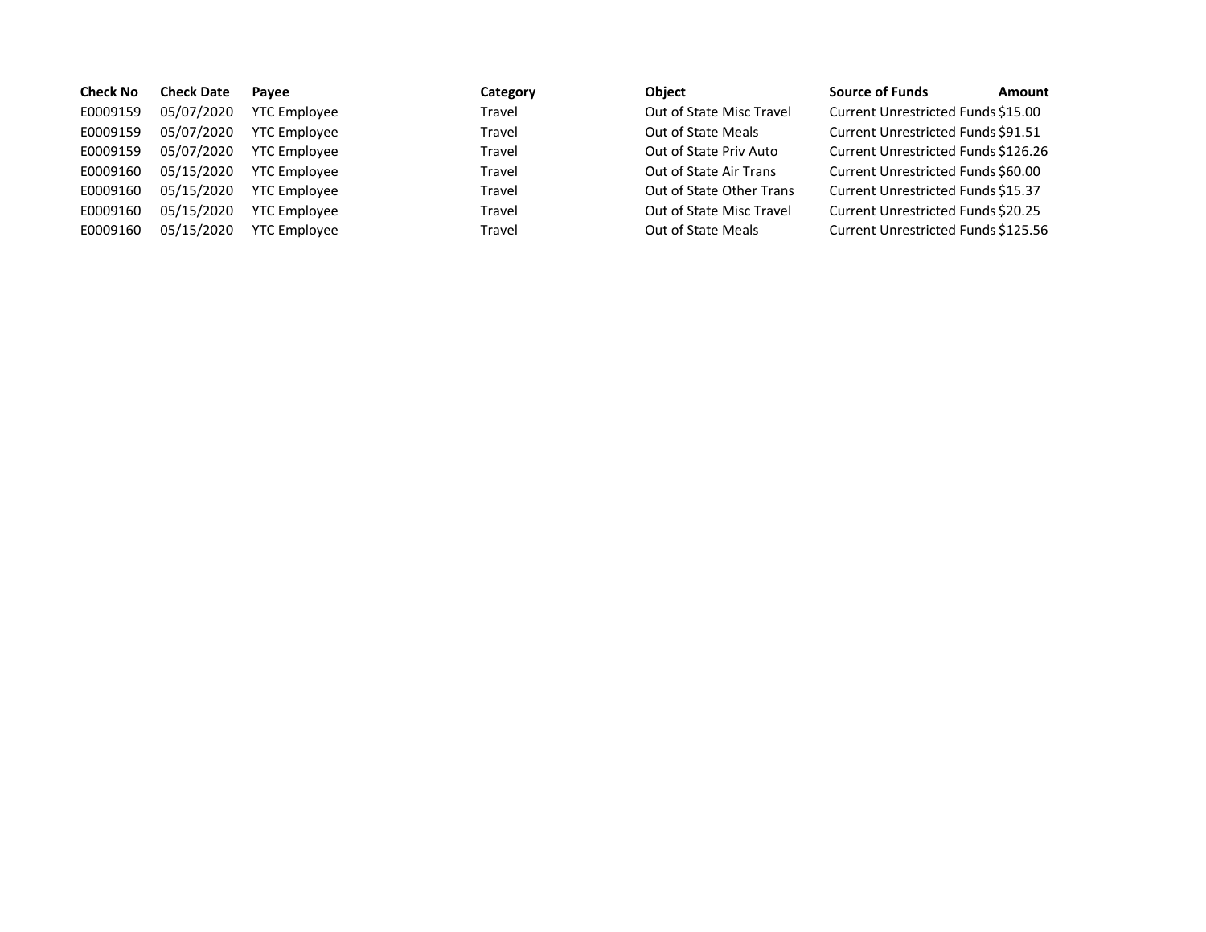| Check No | Check Date | Payee | Category | Object | Source of Funds | Amount |
|---|---|---|---|---|---|---|
| E0009159 | 05/07/2020 | YTC Employee | Travel | Out of State Misc Travel | Current Unrestricted Funds | $15.00 |
| E0009159 | 05/07/2020 | YTC Employee | Travel | Out of State Meals | Current Unrestricted Funds | $91.51 |
| E0009159 | 05/07/2020 | YTC Employee | Travel | Out of State Priv Auto | Current Unrestricted Funds | $126.26 |
| E0009160 | 05/15/2020 | YTC Employee | Travel | Out of State Air Trans | Current Unrestricted Funds | $60.00 |
| E0009160 | 05/15/2020 | YTC Employee | Travel | Out of State Other Trans | Current Unrestricted Funds | $15.37 |
| E0009160 | 05/15/2020 | YTC Employee | Travel | Out of State Misc Travel | Current Unrestricted Funds | $20.25 |
| E0009160 | 05/15/2020 | YTC Employee | Travel | Out of State Meals | Current Unrestricted Funds | $125.56 |